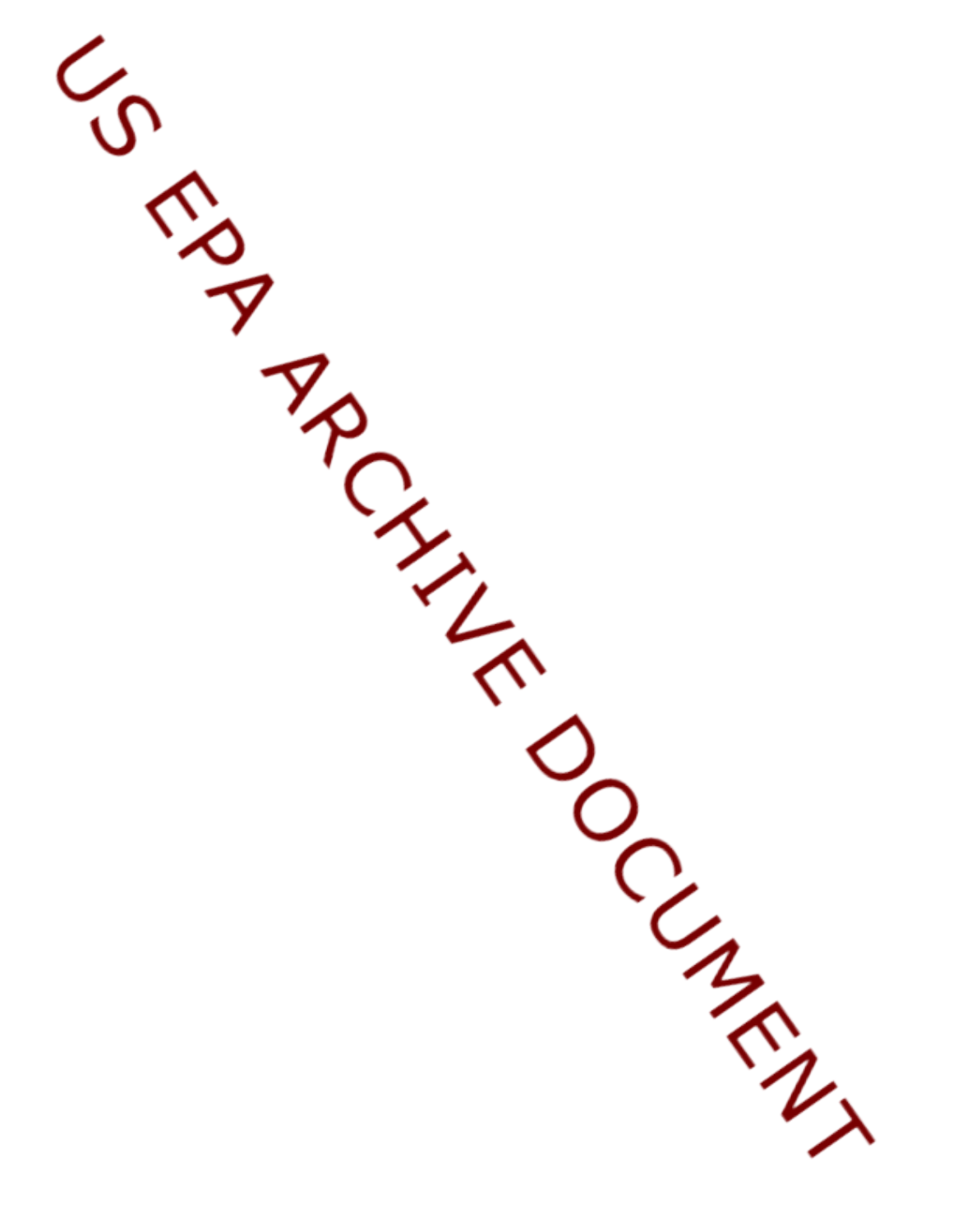US EPA ARCHIVE DOCUMENT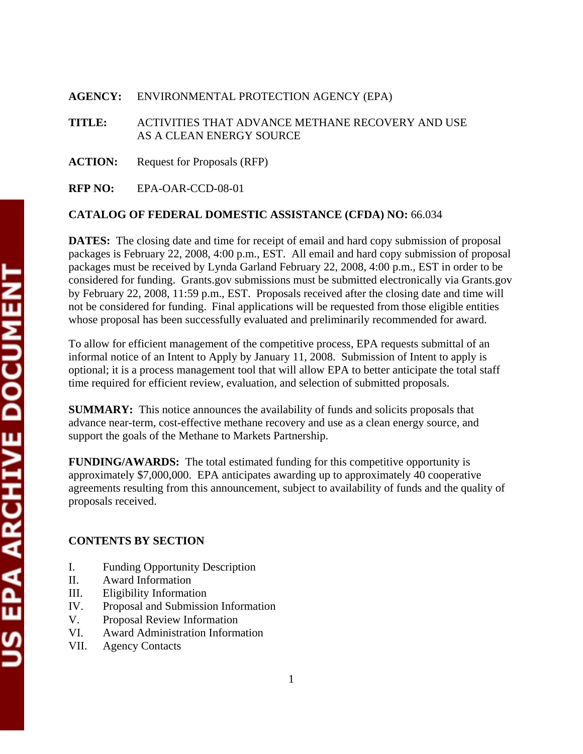**AGENCY:** ENVIRONMENTAL PROTECTION AGENCY (EPA)

**TITLE:** ACTIVITIES THAT ADVANCE METHANE RECOVERY AND USE AS A CLEAN ENERGY SOURCE

**ACTION:** Request for Proposals (RFP)

**RFP NO:** EPA-OAR-CCD-08-01

**CATALOG OF FEDERAL DOMESTIC ASSISTANCE (CFDA) NO:** 66.034

**DATES:** The closing date and time for receipt of email and hard copy submission of proposal packages is February 22, 2008, 4:00 p.m., EST. All email and hard copy submission of proposal packages must be received by Lynda Garland February 22, 2008, 4:00 p.m., EST in order to be considered for funding. Grants.gov submissions must be submitted electronically via Grants.gov by February 22, 2008, 11:59 p.m., EST. Proposals received after the closing date and time will not be considered for funding. Final applications will be requested from those eligible entities whose proposal has been successfully evaluated and preliminarily recommended for award.

To allow for efficient management of the competitive process, EPA requests submittal of an informal notice of an Intent to Apply by January 11, 2008. Submission of Intent to apply is optional; it is a process management tool that will allow EPA to better anticipate the total staff time required for efficient review, evaluation, and selection of submitted proposals.

**SUMMARY:** This notice announces the availability of funds and solicits proposals that advance near-term, cost-effective methane recovery and use as a clean energy source, and support the goals of the Methane to Markets Partnership.

**FUNDING/AWARDS:** The total estimated funding for this competitive opportunity is approximately $7,000,000. EPA anticipates awarding up to approximately 40 cooperative agreements resulting from this announcement, subject to availability of funds and the quality of proposals received.

**CONTENTS BY SECTION**

I. Funding Opportunity Description
II. Award Information
III. Eligibility Information
IV. Proposal and Submission Information
V. Proposal Review Information
VI. Award Administration Information
VII. Agency Contacts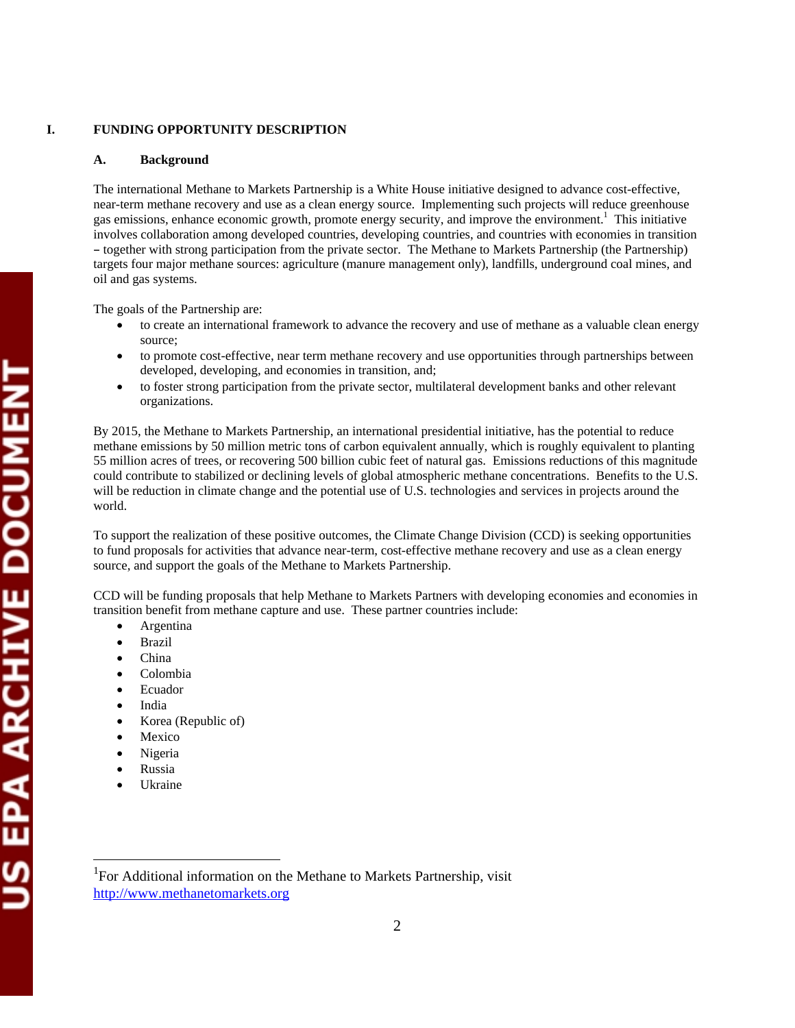# I. FUNDING OPPORTUNITY DESCRIPTION

## A. Background

The international Methane to Markets Partnership is a White House initiative designed to advance cost-effective, near-term methane recovery and use as a clean energy source. Implementing such projects will reduce greenhouse gas emissions, enhance economic growth, promote energy security, and improve the environment.[1] This initiative involves collaboration among developed countries, developing countries, and countries with economies in transition – together with strong participation from the private sector. The Methane to Markets Partnership (the Partnership) targets four major methane sources: agriculture (manure management only), landfills, underground coal mines, and oil and gas systems.

The goals of the Partnership are:

- to create an international framework to advance the recovery and use of methane as a valuable clean energy source;
- to promote cost-effective, near term methane recovery and use opportunities through partnerships between developed, developing, and economies in transition, and;
- to foster strong participation from the private sector, multilateral development banks and other relevant organizations.

By 2015, the Methane to Markets Partnership, an international presidential initiative, has the potential to reduce methane emissions by 50 million metric tons of carbon equivalent annually, which is roughly equivalent to planting 55 million acres of trees, or recovering 500 billion cubic feet of natural gas. Emissions reductions of this magnitude could contribute to stabilized or declining levels of global atmospheric methane concentrations. Benefits to the U.S. will be reduction in climate change and the potential use of U.S. technologies and services in projects around the world.

To support the realization of these positive outcomes, the Climate Change Division (CCD) is seeking opportunities to fund proposals for activities that advance near-term, cost-effective methane recovery and use as a clean energy source, and support the goals of the Methane to Markets Partnership.

CCD will be funding proposals that help Methane to Markets Partners with developing economies and economies in transition benefit from methane capture and use. These partner countries include:

- Argentina
- Brazil
- China
- Colombia
- Ecuador
- India
- Korea (Republic of)
- Mexico
- Nigeria
- Russia
- Ukraine

---

[1] For Additional information on the Methane to Markets Partnership, visit http://www.methanetomarkets.org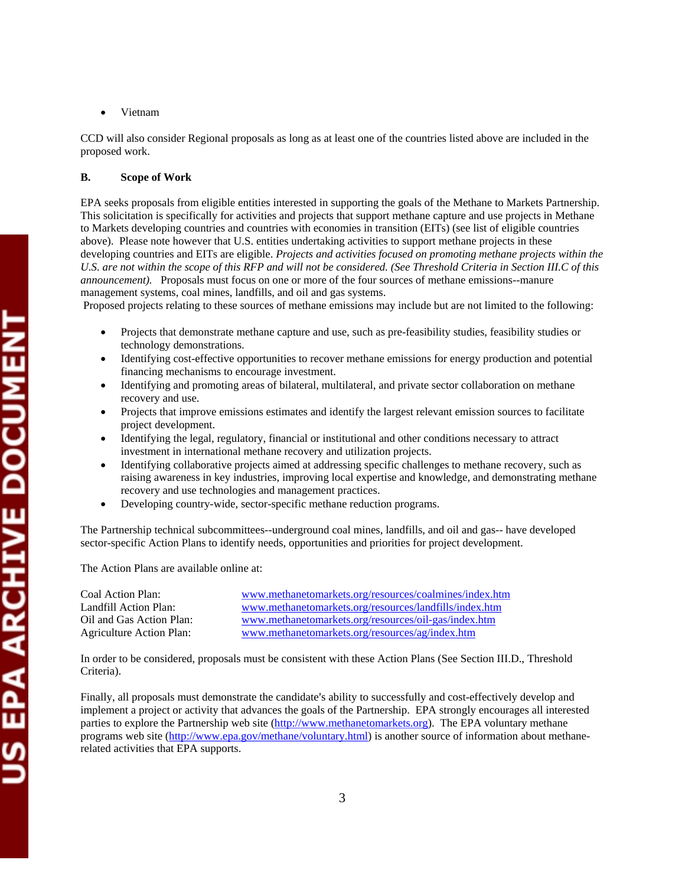- Vietnam

CCD will also consider Regional proposals as long as at least one of the countries listed above are included in the proposed work.

**B. Scope of Work**

EPA seeks proposals from eligible entities interested in supporting the goals of the Methane to Markets Partnership. This solicitation is specifically for activities and projects that support methane capture and use projects in Methane to Markets developing countries and countries with economies in transition (EITs) (see list of eligible countries above). Please note however that U.S. entities undertaking activities to support methane projects in these developing countries and EITs are eligible. *Projects and activities focused on promoting methane projects within the U.S. are not within the scope of this RFP and will not be considered. (See Threshold Criteria in Section III.C of this announcement).* Proposals must focus on one or more of the four sources of methane emissions--manure management systems, coal mines, landfills, and oil and gas systems.

Proposed projects relating to these sources of methane emissions may include but are not limited to the following:

- Projects that demonstrate methane capture and use, such as pre-feasibility studies, feasibility studies or technology demonstrations.
- Identifying cost-effective opportunities to recover methane emissions for energy production and potential financing mechanisms to encourage investment.
- Identifying and promoting areas of bilateral, multilateral, and private sector collaboration on methane recovery and use.
- Projects that improve emissions estimates and identify the largest relevant emission sources to facilitate project development.
- Identifying the legal, regulatory, financial or institutional and other conditions necessary to attract investment in international methane recovery and utilization projects.
- Identifying collaborative projects aimed at addressing specific challenges to methane recovery, such as raising awareness in key industries, improving local expertise and knowledge, and demonstrating methane recovery and use technologies and management practices.
- Developing country-wide, sector-specific methane reduction programs.

The Partnership technical subcommittees--underground coal mines, landfills, and oil and gas-- have developed sector-specific Action Plans to identify needs, opportunities and priorities for project development.

The Action Plans are available online at:

| | |
|---|---|
| Coal Action Plan: | www.methanetomarkets.org/resources/coalmines/index.htm |
| Landfill Action Plan: | www.methanetomarkets.org/resources/landfills/index.htm |
| Oil and Gas Action Plan: | www.methanetomarkets.org/resources/oil-gas/index.htm |
| Agriculture Action Plan: | www.methanetomarkets.org/resources/ag/index.htm |

In order to be considered, proposals must be consistent with these Action Plans (See Section III.D., Threshold Criteria).

Finally, all proposals must demonstrate the candidate's ability to successfully and cost-effectively develop and implement a project or activity that advances the goals of the Partnership. EPA strongly encourages all interested parties to explore the Partnership web site (http://www.methanetomarkets.org). The EPA voluntary methane programs web site (http://www.epa.gov/methane/voluntary.html) is another source of information about methane-related activities that EPA supports.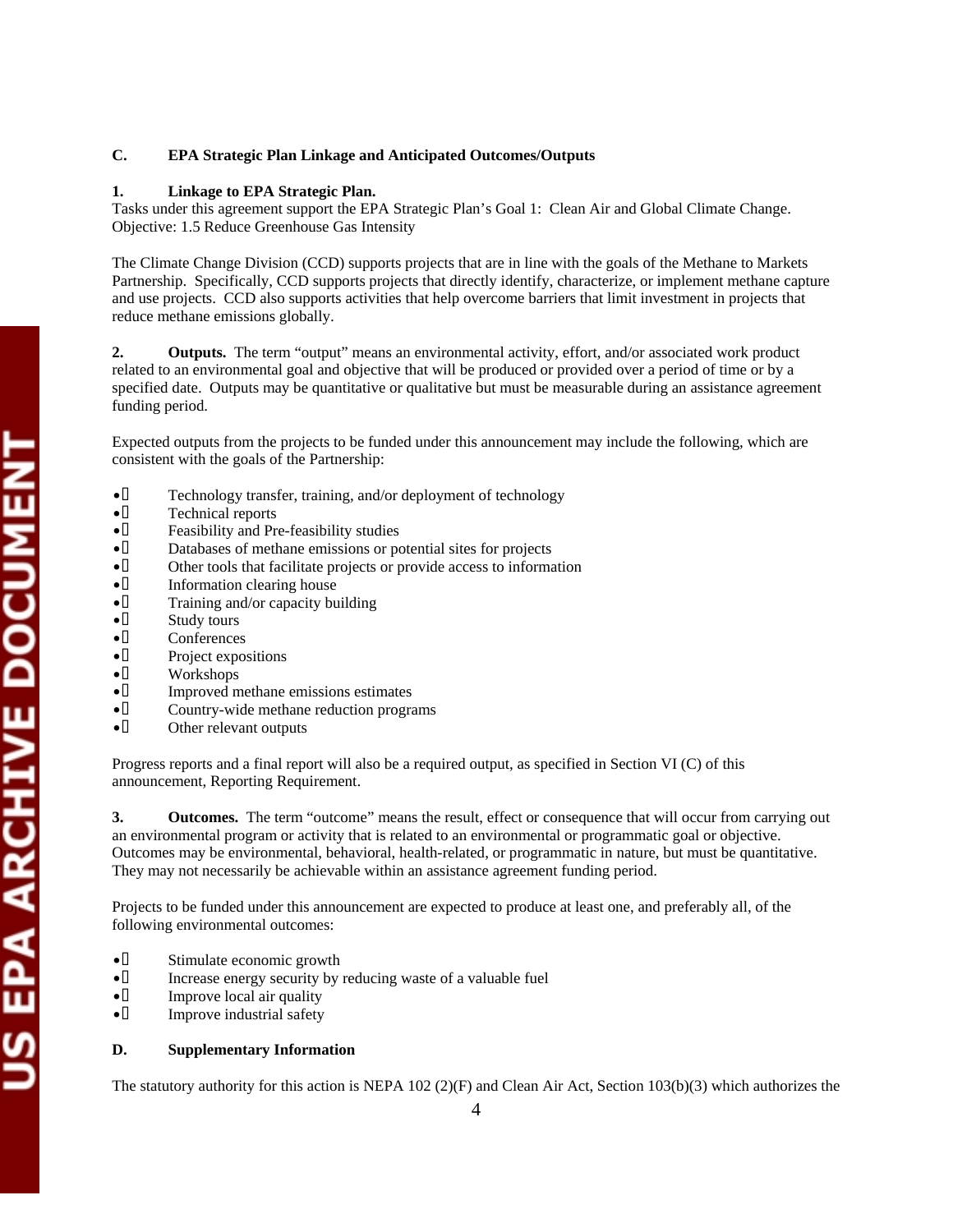## C. EPA Strategic Plan Linkage and Anticipated Outcomes/Outputs

### 1. Linkage to EPA Strategic Plan.

Tasks under this agreement support the EPA Strategic Plan's Goal 1: Clean Air and Global Climate Change. Objective: 1.5 Reduce Greenhouse Gas Intensity

The Climate Change Division (CCD) supports projects that are in line with the goals of the Methane to Markets Partnership. Specifically, CCD supports projects that directly identify, characterize, or implement methane capture and use projects. CCD also supports activities that help overcome barriers that limit investment in projects that reduce methane emissions globally.

**2. Outputs.** The term "output" means an environmental activity, effort, and/or associated work product related to an environmental goal and objective that will be produced or provided over a period of time or by a specified date. Outputs may be quantitative or qualitative but must be measurable during an assistance agreement funding period.

Expected outputs from the projects to be funded under this announcement may include the following, which are consistent with the goals of the Partnership:

- Technology transfer, training, and/or deployment of technology
- Technical reports
- Feasibility and Pre-feasibility studies
- Databases of methane emissions or potential sites for projects
- Other tools that facilitate projects or provide access to information
- Information clearing house
- Training and/or capacity building
- Study tours
- Conferences
- Project expositions
- Workshops
- Improved methane emissions estimates
- Country-wide methane reduction programs
- Other relevant outputs

Progress reports and a final report will also be a required output, as specified in Section VI (C) of this announcement, Reporting Requirement.

**3. Outcomes.** The term "outcome" means the result, effect or consequence that will occur from carrying out an environmental program or activity that is related to an environmental or programmatic goal or objective. Outcomes may be environmental, behavioral, health-related, or programmatic in nature, but must be quantitative. They may not necessarily be achievable within an assistance agreement funding period.

Projects to be funded under this announcement are expected to produce at least one, and preferably all, of the following environmental outcomes:

- Stimulate economic growth
- Increase energy security by reducing waste of a valuable fuel
- Improve local air quality
- Improve industrial safety

## D. Supplementary Information

The statutory authority for this action is NEPA 102 (2)(F) and Clean Air Act, Section 103(b)(3) which authorizes the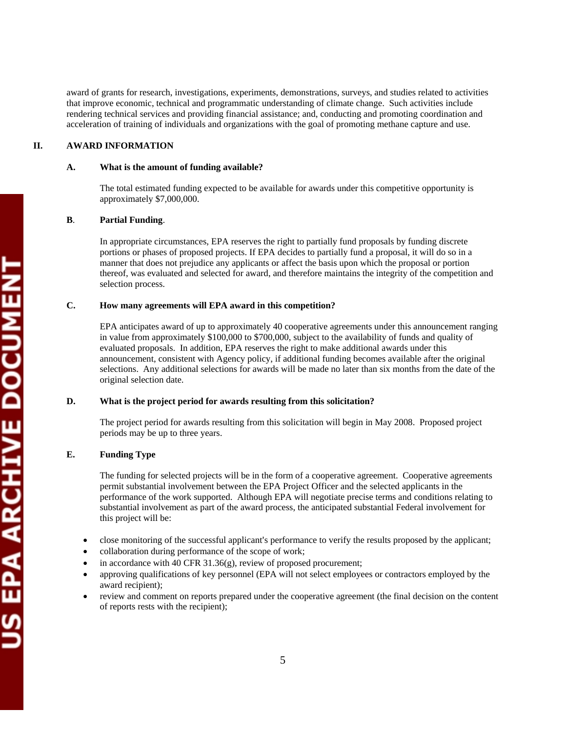award of grants for research, investigations, experiments, demonstrations, surveys, and studies related to activities that improve economic, technical and programmatic understanding of climate change. Such activities include rendering technical services and providing financial assistance; and, conducting and promoting coordination and acceleration of training of individuals and organizations with the goal of promoting methane capture and use.

## II. AWARD INFORMATION

### A. What is the amount of funding available?

The total estimated funding expected to be available for awards under this competitive opportunity is approximately $7,000,000.

### B. Partial Funding.

In appropriate circumstances, EPA reserves the right to partially fund proposals by funding discrete portions or phases of proposed projects. If EPA decides to partially fund a proposal, it will do so in a manner that does not prejudice any applicants or affect the basis upon which the proposal or portion thereof, was evaluated and selected for award, and therefore maintains the integrity of the competition and selection process.

### C. How many agreements will EPA award in this competition?

EPA anticipates award of up to approximately 40 cooperative agreements under this announcement ranging in value from approximately $100,000 to $700,000, subject to the availability of funds and quality of evaluated proposals. In addition, EPA reserves the right to make additional awards under this announcement, consistent with Agency policy, if additional funding becomes available after the original selections. Any additional selections for awards will be made no later than six months from the date of the original selection date.

### D. What is the project period for awards resulting from this solicitation?

The project period for awards resulting from this solicitation will begin in May 2008. Proposed project periods may be up to three years.

### E. Funding Type

The funding for selected projects will be in the form of a cooperative agreement. Cooperative agreements permit substantial involvement between the EPA Project Officer and the selected applicants in the performance of the work supported. Although EPA will negotiate precise terms and conditions relating to substantial involvement as part of the award process, the anticipated substantial Federal involvement for this project will be:

- close monitoring of the successful applicant's performance to verify the results proposed by the applicant;
- collaboration during performance of the scope of work;
- in accordance with 40 CFR 31.36(g), review of proposed procurement;
- approving qualifications of key personnel (EPA will not select employees or contractors employed by the award recipient);
- review and comment on reports prepared under the cooperative agreement (the final decision on the content of reports rests with the recipient);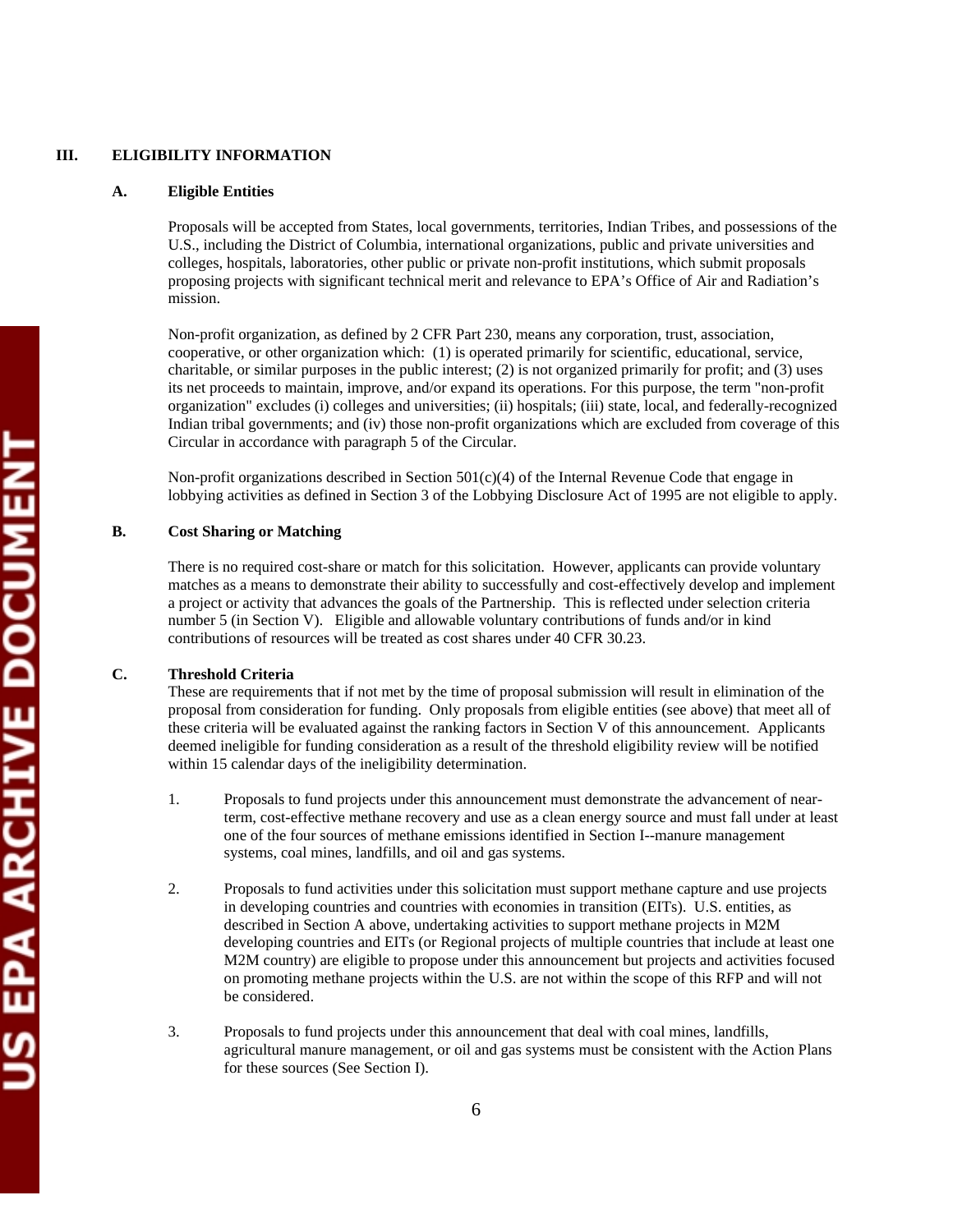## III. ELIGIBILITY INFORMATION

### A. Eligible Entities

Proposals will be accepted from States, local governments, territories, Indian Tribes, and possessions of the U.S., including the District of Columbia, international organizations, public and private universities and colleges, hospitals, laboratories, other public or private non-profit institutions, which submit proposals proposing projects with significant technical merit and relevance to EPA's Office of Air and Radiation's mission.

Non-profit organization, as defined by 2 CFR Part 230, means any corporation, trust, association, cooperative, or other organization which: (1) is operated primarily for scientific, educational, service, charitable, or similar purposes in the public interest; (2) is not organized primarily for profit; and (3) uses its net proceeds to maintain, improve, and/or expand its operations. For this purpose, the term "non-profit organization" excludes (i) colleges and universities; (ii) hospitals; (iii) state, local, and federally-recognized Indian tribal governments; and (iv) those non-profit organizations which are excluded from coverage of this Circular in accordance with paragraph 5 of the Circular.

Non-profit organizations described in Section 501(c)(4) of the Internal Revenue Code that engage in lobbying activities as defined in Section 3 of the Lobbying Disclosure Act of 1995 are not eligible to apply.

### B. Cost Sharing or Matching

There is no required cost-share or match for this solicitation. However, applicants can provide voluntary matches as a means to demonstrate their ability to successfully and cost-effectively develop and implement a project or activity that advances the goals of the Partnership. This is reflected under selection criteria number 5 (in Section V). Eligible and allowable voluntary contributions of funds and/or in kind contributions of resources will be treated as cost shares under 40 CFR 30.23.

### C. Threshold Criteria

These are requirements that if not met by the time of proposal submission will result in elimination of the proposal from consideration for funding. Only proposals from eligible entities (see above) that meet all of these criteria will be evaluated against the ranking factors in Section V of this announcement. Applicants deemed ineligible for funding consideration as a result of the threshold eligibility review will be notified within 15 calendar days of the ineligibility determination.

1. Proposals to fund projects under this announcement must demonstrate the advancement of near-term, cost-effective methane recovery and use as a clean energy source and must fall under at least one of the four sources of methane emissions identified in Section I--manure management systems, coal mines, landfills, and oil and gas systems.

2. Proposals to fund activities under this solicitation must support methane capture and use projects in developing countries and countries with economies in transition (EITs). U.S. entities, as described in Section A above, undertaking activities to support methane projects in M2M developing countries and EITs (or Regional projects of multiple countries that include at least one M2M country) are eligible to propose under this announcement but projects and activities focused on promoting methane projects within the U.S. are not within the scope of this RFP and will not be considered.

3. Proposals to fund projects under this announcement that deal with coal mines, landfills, agricultural manure management, or oil and gas systems must be consistent with the Action Plans for these sources (See Section I).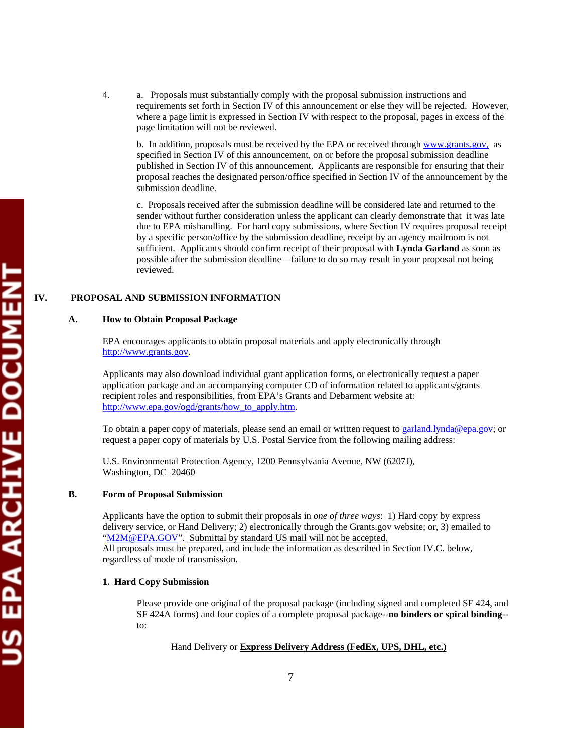4. a. Proposals must substantially comply with the proposal submission instructions and requirements set forth in Section IV of this announcement or else they will be rejected. However, where a page limit is expressed in Section IV with respect to the proposal, pages in excess of the page limitation will not be reviewed.

   b. In addition, proposals must be received by the EPA or received through www.grants.gov, as specified in Section IV of this announcement, on or before the proposal submission deadline published in Section IV of this announcement. Applicants are responsible for ensuring that their proposal reaches the designated person/office specified in Section IV of the announcement by the submission deadline.

   c. Proposals received after the submission deadline will be considered late and returned to the sender without further consideration unless the applicant can clearly demonstrate that it was late due to EPA mishandling. For hard copy submissions, where Section IV requires proposal receipt by a specific person/office by the submission deadline, receipt by an agency mailroom is not sufficient. Applicants should confirm receipt of their proposal with **Lynda Garland** as soon as possible after the submission deadline—failure to do so may result in your proposal not being reviewed.

## IV. PROPOSAL AND SUBMISSION INFORMATION

### A. How to Obtain Proposal Package

EPA encourages applicants to obtain proposal materials and apply electronically through http://www.grants.gov.

Applicants may also download individual grant application forms, or electronically request a paper application package and an accompanying computer CD of information related to applicants/grants recipient roles and responsibilities, from EPA's Grants and Debarment website at: http://www.epa.gov/ogd/grants/how_to_apply.htm.

To obtain a paper copy of materials, please send an email or written request to garland.lynda@epa.gov; or request a paper copy of materials by U.S. Postal Service from the following mailing address:

U.S. Environmental Protection Agency, 1200 Pennsylvania Avenue, NW (6207J),
Washington, DC 20460

### B. Form of Proposal Submission

Applicants have the option to submit their proposals in *one of three ways*: 1) Hard copy by express delivery service, or Hand Delivery; 2) electronically through the Grants.gov website; or, 3) emailed to "M2M@EPA.GOV". Submittal by standard US mail will not be accepted.
All proposals must be prepared, and include the information as described in Section IV.C. below, regardless of mode of transmission.

#### 1. Hard Copy Submission

Please provide one original of the proposal package (including signed and completed SF 424, and SF 424A forms) and four copies of a complete proposal package--**no binders or spiral binding**--to:

Hand Delivery or **Express Delivery Address (FedEx, UPS, DHL, etc.)**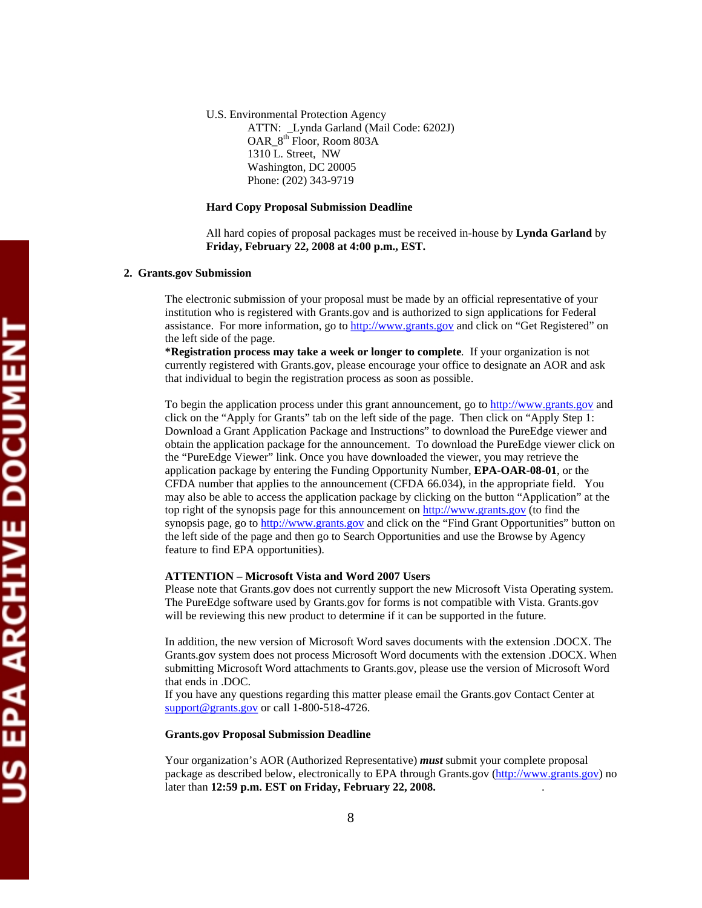U.S. Environmental Protection Agency
ATTN: _Lynda Garland (Mail Code: 6202J)
OAR_8th Floor, Room 803A
1310 L. Street, NW
Washington, DC 20005
Phone: (202) 343-9719

**Hard Copy Proposal Submission Deadline**

All hard copies of proposal packages must be received in-house by **Lynda Garland** by **Friday, February 22, 2008 at 4:00 p.m., EST.**

**2. Grants.gov Submission**

The electronic submission of your proposal must be made by an official representative of your institution who is registered with Grants.gov and is authorized to sign applications for Federal assistance. For more information, go to http://www.grants.gov and click on "Get Registered" on the left side of the page.
***Registration process may take a week or longer to complete**. If your organization is not currently registered with Grants.gov, please encourage your office to designate an AOR and ask that individual to begin the registration process as soon as possible.

To begin the application process under this grant announcement, go to http://www.grants.gov and click on the "Apply for Grants" tab on the left side of the page. Then click on "Apply Step 1: Download a Grant Application Package and Instructions" to download the PureEdge viewer and obtain the application package for the announcement. To download the PureEdge viewer click on the "PureEdge Viewer" link. Once you have downloaded the viewer, you may retrieve the application package by entering the Funding Opportunity Number, **EPA-OAR-08-01**, or the CFDA number that applies to the announcement (CFDA 66.034), in the appropriate field. You may also be able to access the application package by clicking on the button "Application" at the top right of the synopsis page for this announcement on http://www.grants.gov (to find the synopsis page, go to http://www.grants.gov and click on the "Find Grant Opportunities" button on the left side of the page and then go to Search Opportunities and use the Browse by Agency feature to find EPA opportunities).

**ATTENTION – Microsoft Vista and Word 2007 Users**
Please note that Grants.gov does not currently support the new Microsoft Vista Operating system. The PureEdge software used by Grants.gov for forms is not compatible with Vista. Grants.gov will be reviewing this new product to determine if it can be supported in the future.

In addition, the new version of Microsoft Word saves documents with the extension .DOCX. The Grants.gov system does not process Microsoft Word documents with the extension .DOCX. When submitting Microsoft Word attachments to Grants.gov, please use the version of Microsoft Word that ends in .DOC.
If you have any questions regarding this matter please email the Grants.gov Contact Center at support@grants.gov or call 1-800-518-4726.

**Grants.gov Proposal Submission Deadline**

Your organization's AOR (Authorized Representative) ***must*** submit your complete proposal package as described below, electronically to EPA through Grants.gov (http://www.grants.gov) no later than **12:59 p.m. EST on Friday, February 22, 2008.**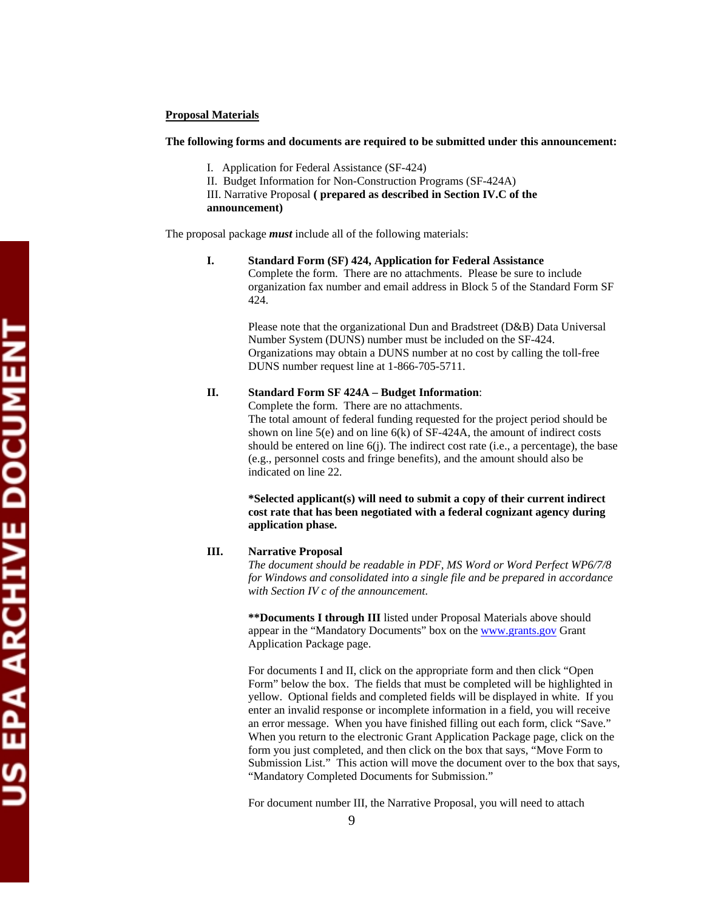**Proposal Materials**

**The following forms and documents are required to be submitted under this announcement:**

I. Application for Federal Assistance (SF-424)
II. Budget Information for Non-Construction Programs (SF-424A)
III. Narrative Proposal **( prepared as described in Section IV.C of the announcement)**

The proposal package ***must*** include all of the following materials:

**I. Standard Form (SF) 424, Application for Federal Assistance**

Complete the form. There are no attachments. Please be sure to include organization fax number and email address in Block 5 of the Standard Form SF 424.

Please note that the organizational Dun and Bradstreet (D&B) Data Universal Number System (DUNS) number must be included on the SF-424. Organizations may obtain a DUNS number at no cost by calling the toll-free DUNS number request line at 1-866-705-5711.

**II. Standard Form SF 424A – Budget Information**:

Complete the form. There are no attachments.
The total amount of federal funding requested for the project period should be shown on line 5(e) and on line 6(k) of SF-424A, the amount of indirect costs should be entered on line 6(j). The indirect cost rate (i.e., a percentage), the base (e.g., personnel costs and fringe benefits), and the amount should also be indicated on line 22.

**\*Selected applicant(s) will need to submit a copy of their current indirect cost rate that has been negotiated with a federal cognizant agency during application phase.**

**III. Narrative Proposal**

*The document should be readable in PDF, MS Word or Word Perfect WP6/7/8 for Windows and consolidated into a single file and be prepared in accordance with Section IV c of the announcement.*

**\*\*Documents I through III** listed under Proposal Materials above should appear in the "Mandatory Documents" box on the www.grants.gov Grant Application Package page.

For documents I and II, click on the appropriate form and then click "Open Form" below the box. The fields that must be completed will be highlighted in yellow. Optional fields and completed fields will be displayed in white. If you enter an invalid response or incomplete information in a field, you will receive an error message. When you have finished filling out each form, click "Save." When you return to the electronic Grant Application Package page, click on the form you just completed, and then click on the box that says, "Move Form to Submission List." This action will move the document over to the box that says, "Mandatory Completed Documents for Submission."

For document number III, the Narrative Proposal, you will need to attach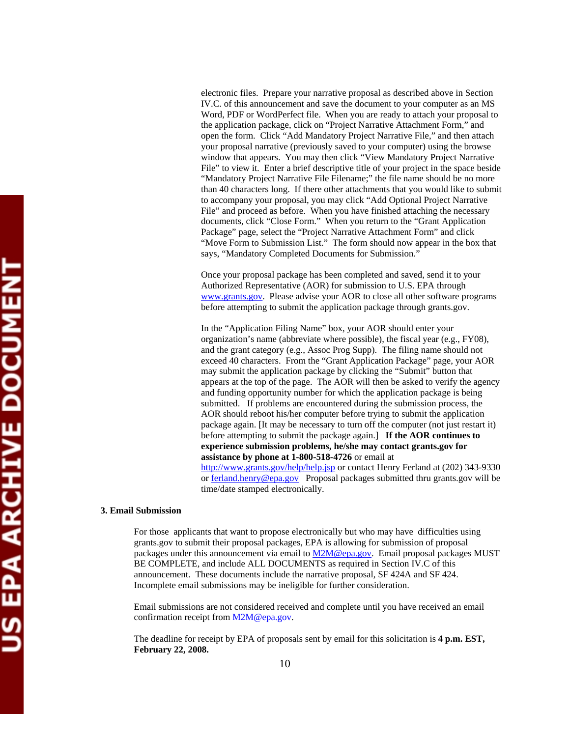electronic files. Prepare your narrative proposal as described above in Section IV.C. of this announcement and save the document to your computer as an MS Word, PDF or WordPerfect file. When you are ready to attach your proposal to the application package, click on "Project Narrative Attachment Form," and open the form. Click "Add Mandatory Project Narrative File," and then attach your proposal narrative (previously saved to your computer) using the browse window that appears. You may then click "View Mandatory Project Narrative File" to view it. Enter a brief descriptive title of your project in the space beside "Mandatory Project Narrative File Filename;" the file name should be no more than 40 characters long. If there other attachments that you would like to submit to accompany your proposal, you may click "Add Optional Project Narrative File" and proceed as before. When you have finished attaching the necessary documents, click "Close Form." When you return to the "Grant Application Package" page, select the "Project Narrative Attachment Form" and click "Move Form to Submission List." The form should now appear in the box that says, "Mandatory Completed Documents for Submission."

Once your proposal package has been completed and saved, send it to your Authorized Representative (AOR) for submission to U.S. EPA through www.grants.gov. Please advise your AOR to close all other software programs before attempting to submit the application package through grants.gov.

In the "Application Filing Name" box, your AOR should enter your organization's name (abbreviate where possible), the fiscal year (e.g., FY08), and the grant category (e.g., Assoc Prog Supp). The filing name should not exceed 40 characters. From the "Grant Application Package" page, your AOR may submit the application package by clicking the "Submit" button that appears at the top of the page. The AOR will then be asked to verify the agency and funding opportunity number for which the application package is being submitted. If problems are encountered during the submission process, the AOR should reboot his/her computer before trying to submit the application package again. [It may be necessary to turn off the computer (not just restart it) before attempting to submit the package again.] **If the AOR continues to experience submission problems, he/she may contact grants.gov for assistance by phone at 1-800-518-4726** or email at http://www.grants.gov/help/help.jsp or contact Henry Ferland at (202) 343-9330 or ferland.henry@epa.gov Proposal packages submitted thru grants.gov will be time/date stamped electronically.

**3. Email Submission**

For those applicants that want to propose electronically but who may have difficulties using grants.gov to submit their proposal packages, EPA is allowing for submission of proposal packages under this announcement via email to M2M@epa.gov. Email proposal packages MUST BE COMPLETE, and include ALL DOCUMENTS as required in Section IV.C of this announcement. These documents include the narrative proposal, SF 424A and SF 424. Incomplete email submissions may be ineligible for further consideration.

Email submissions are not considered received and complete until you have received an email confirmation receipt from M2M@epa.gov.

The deadline for receipt by EPA of proposals sent by email for this solicitation is **4 p.m. EST, February 22, 2008.**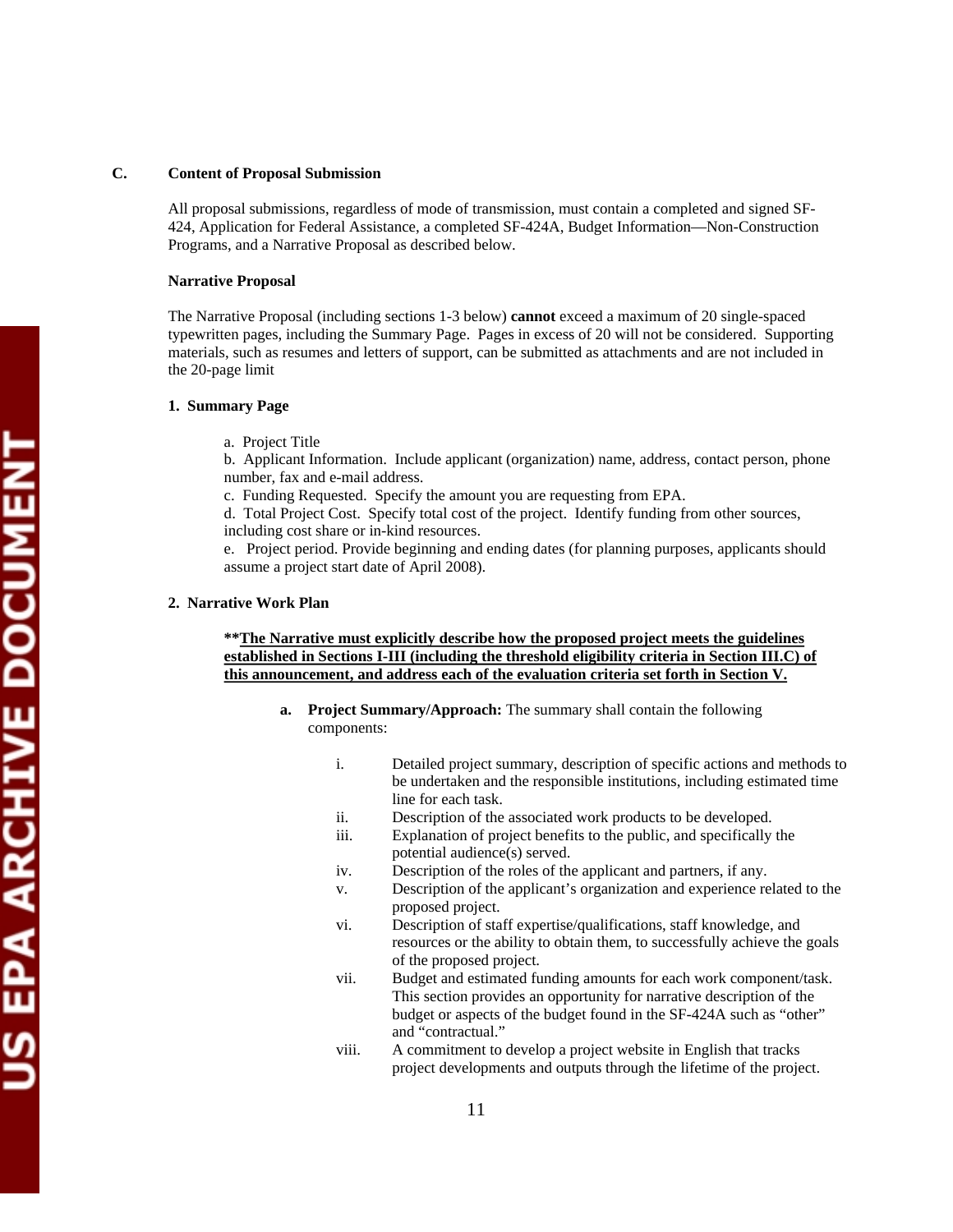## C. Content of Proposal Submission

All proposal submissions, regardless of mode of transmission, must contain a completed and signed SF-424, Application for Federal Assistance, a completed SF-424A, Budget Information—Non-Construction Programs, and a Narrative Proposal as described below.

**Narrative Proposal**

The Narrative Proposal (including sections 1-3 below) **cannot** exceed a maximum of 20 single-spaced typewritten pages, including the Summary Page. Pages in excess of 20 will not be considered. Supporting materials, such as resumes and letters of support, can be submitted as attachments and are not included in the 20-page limit

**1. Summary Page**

a. Project Title
b. Applicant Information. Include applicant (organization) name, address, contact person, phone number, fax and e-mail address.
c. Funding Requested. Specify the amount you are requesting from EPA.
d. Total Project Cost. Specify total cost of the project. Identify funding from other sources, including cost share or in-kind resources.
e. Project period. Provide beginning and ending dates (for planning purposes, applicants should assume a project start date of April 2008).

**2. Narrative Work Plan**

****<u>The Narrative must explicitly describe how the proposed project meets the guidelines established in Sections I-III (including the threshold eligibility criteria in Section III.C) of this announcement, and address each of the evaluation criteria set forth in Section V.</u>**

**a. Project Summary/Approach:** The summary shall contain the following components:

i. Detailed project summary, description of specific actions and methods to be undertaken and the responsible institutions, including estimated time line for each task.
ii. Description of the associated work products to be developed.
iii. Explanation of project benefits to the public, and specifically the potential audience(s) served.
iv. Description of the roles of the applicant and partners, if any.
v. Description of the applicant's organization and experience related to the proposed project.
vi. Description of staff expertise/qualifications, staff knowledge, and resources or the ability to obtain them, to successfully achieve the goals of the proposed project.
vii. Budget and estimated funding amounts for each work component/task. This section provides an opportunity for narrative description of the budget or aspects of the budget found in the SF-424A such as "other" and "contractual."
viii. A commitment to develop a project website in English that tracks project developments and outputs through the lifetime of the project.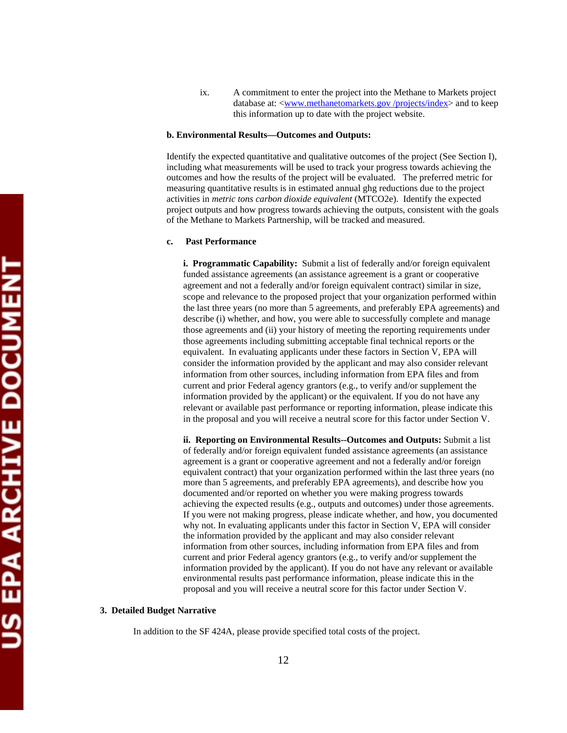ix. A commitment to enter the project into the Methane to Markets project database at: <www.methanetomarkets.gov /projects/index> and to keep this information up to date with the project website.

**b. Environmental Results—Outcomes and Outputs:**

Identify the expected quantitative and qualitative outcomes of the project (See Section I), including what measurements will be used to track your progress towards achieving the outcomes and how the results of the project will be evaluated. The preferred metric for measuring quantitative results is in estimated annual ghg reductions due to the project activities in *metric tons carbon dioxide equivalent* (MTCO2e). Identify the expected project outputs and how progress towards achieving the outputs, consistent with the goals of the Methane to Markets Partnership, will be tracked and measured.

**c. Past Performance**

**i. Programmatic Capability:** Submit a list of federally and/or foreign equivalent funded assistance agreements (an assistance agreement is a grant or cooperative agreement and not a federally and/or foreign equivalent contract) similar in size, scope and relevance to the proposed project that your organization performed within the last three years (no more than 5 agreements, and preferably EPA agreements) and describe (i) whether, and how, you were able to successfully complete and manage those agreements and (ii) your history of meeting the reporting requirements under those agreements including submitting acceptable final technical reports or the equivalent. In evaluating applicants under these factors in Section V, EPA will consider the information provided by the applicant and may also consider relevant information from other sources, including information from EPA files and from current and prior Federal agency grantors (e.g., to verify and/or supplement the information provided by the applicant) or the equivalent. If you do not have any relevant or available past performance or reporting information, please indicate this in the proposal and you will receive a neutral score for this factor under Section V.

**ii. Reporting on Environmental Results--Outcomes and Outputs:** Submit a list of federally and/or foreign equivalent funded assistance agreements (an assistance agreement is a grant or cooperative agreement and not a federally and/or foreign equivalent contract) that your organization performed within the last three years (no more than 5 agreements, and preferably EPA agreements), and describe how you documented and/or reported on whether you were making progress towards achieving the expected results (e.g., outputs and outcomes) under those agreements. If you were not making progress, please indicate whether, and how, you documented why not. In evaluating applicants under this factor in Section V, EPA will consider the information provided by the applicant and may also consider relevant information from other sources, including information from EPA files and from current and prior Federal agency grantors (e.g., to verify and/or supplement the information provided by the applicant). If you do not have any relevant or available environmental results past performance information, please indicate this in the proposal and you will receive a neutral score for this factor under Section V.

**3. Detailed Budget Narrative**

In addition to the SF 424A, please provide specified total costs of the project.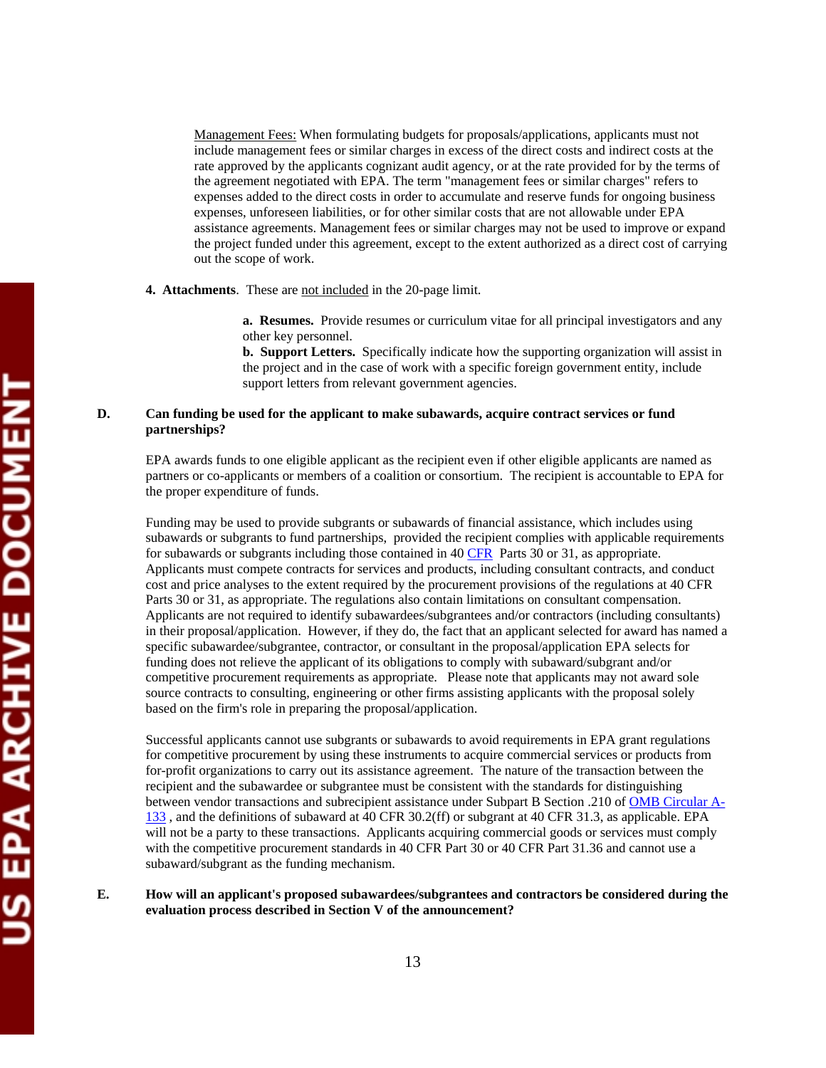<u>Management Fees:</u> When formulating budgets for proposals/applications, applicants must not include management fees or similar charges in excess of the direct costs and indirect costs at the rate approved by the applicants cognizant audit agency, or at the rate provided for by the terms of the agreement negotiated with EPA. The term "management fees or similar charges" refers to expenses added to the direct costs in order to accumulate and reserve funds for ongoing business expenses, unforeseen liabilities, or for other similar costs that are not allowable under EPA assistance agreements. Management fees or similar charges may not be used to improve or expand the project funded under this agreement, except to the extent authorized as a direct cost of carrying out the scope of work.

**4. Attachments**. These are <u>not included</u> in the 20-page limit.

**a. Resumes.** Provide resumes or curriculum vitae for all principal investigators and any other key personnel.

**b. Support Letters.** Specifically indicate how the supporting organization will assist in the project and in the case of work with a specific foreign government entity, include support letters from relevant government agencies.

**D. Can funding be used for the applicant to make subawards, acquire contract services or fund partnerships?**

EPA awards funds to one eligible applicant as the recipient even if other eligible applicants are named as partners or co-applicants or members of a coalition or consortium. The recipient is accountable to EPA for the proper expenditure of funds.

Funding may be used to provide subgrants or subawards of financial assistance, which includes using subawards or subgrants to fund partnerships, provided the recipient complies with applicable requirements for subawards or subgrants including those contained in 40 CFR Parts 30 or 31, as appropriate. Applicants must compete contracts for services and products, including consultant contracts, and conduct cost and price analyses to the extent required by the procurement provisions of the regulations at 40 CFR Parts 30 or 31, as appropriate. The regulations also contain limitations on consultant compensation. Applicants are not required to identify subawardees/subgrantees and/or contractors (including consultants) in their proposal/application. However, if they do, the fact that an applicant selected for award has named a specific subawardee/subgrantee, contractor, or consultant in the proposal/application EPA selects for funding does not relieve the applicant of its obligations to comply with subaward/subgrant and/or competitive procurement requirements as appropriate. Please note that applicants may not award sole source contracts to consulting, engineering or other firms assisting applicants with the proposal solely based on the firm's role in preparing the proposal/application.

Successful applicants cannot use subgrants or subawards to avoid requirements in EPA grant regulations for competitive procurement by using these instruments to acquire commercial services or products from for-profit organizations to carry out its assistance agreement. The nature of the transaction between the recipient and the subawardee or subgrantee must be consistent with the standards for distinguishing between vendor transactions and subrecipient assistance under Subpart B Section .210 of OMB Circular A-133 , and the definitions of subaward at 40 CFR 30.2(ff) or subgrant at 40 CFR 31.3, as applicable. EPA will not be a party to these transactions. Applicants acquiring commercial goods or services must comply with the competitive procurement standards in 40 CFR Part 30 or 40 CFR Part 31.36 and cannot use a subaward/subgrant as the funding mechanism.

**E. How will an applicant's proposed subawardees/subgrantees and contractors be considered during the evaluation process described in Section V of the announcement?**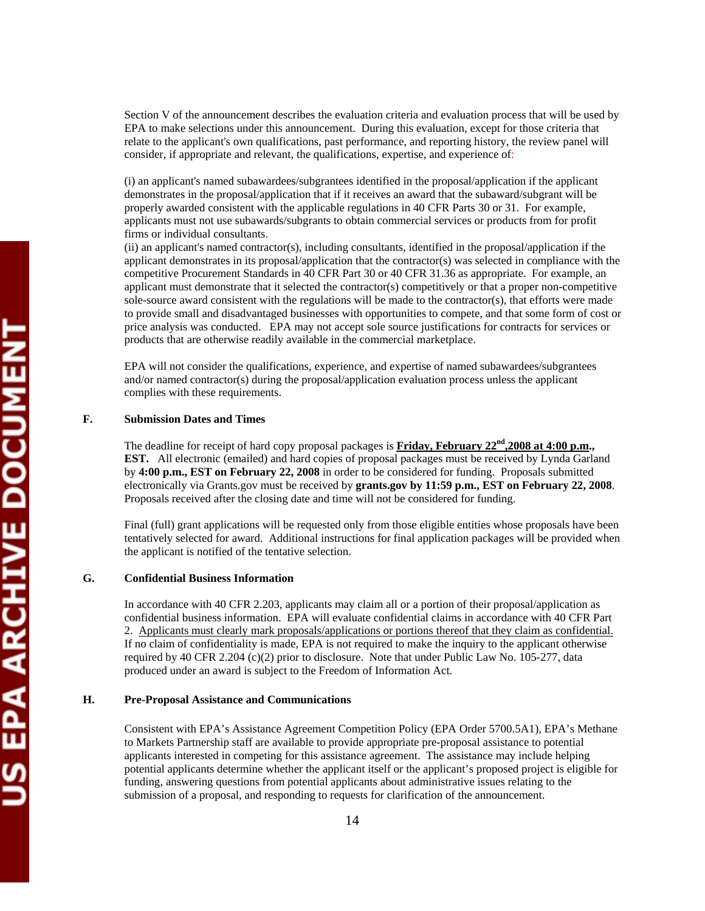Section V of the announcement describes the evaluation criteria and evaluation process that will be used by EPA to make selections under this announcement. During this evaluation, except for those criteria that relate to the applicant's own qualifications, past performance, and reporting history, the review panel will consider, if appropriate and relevant, the qualifications, expertise, and experience of:

(i) an applicant's named subawardees/subgrantees identified in the proposal/application if the applicant demonstrates in the proposal/application that if it receives an award that the subaward/subgrant will be properly awarded consistent with the applicable regulations in 40 CFR Parts 30 or 31. For example, applicants must not use subawards/subgrants to obtain commercial services or products from for profit firms or individual consultants.

(ii) an applicant's named contractor(s), including consultants, identified in the proposal/application if the applicant demonstrates in its proposal/application that the contractor(s) was selected in compliance with the competitive Procurement Standards in 40 CFR Part 30 or 40 CFR 31.36 as appropriate. For example, an applicant must demonstrate that it selected the contractor(s) competitively or that a proper non-competitive sole-source award consistent with the regulations will be made to the contractor(s), that efforts were made to provide small and disadvantaged businesses with opportunities to compete, and that some form of cost or price analysis was conducted. EPA may not accept sole source justifications for contracts for services or products that are otherwise readily available in the commercial marketplace.

EPA will not consider the qualifications, experience, and expertise of named subawardees/subgrantees and/or named contractor(s) during the proposal/application evaluation process unless the applicant complies with these requirements.

## F. Submission Dates and Times

The deadline for receipt of hard copy proposal packages is **Friday, February 22nd,2008 at 4:00 p.m., EST.** All electronic (emailed) and hard copies of proposal packages must be received by Lynda Garland by **4:00 p.m., EST on February 22, 2008** in order to be considered for funding. Proposals submitted electronically via Grants.gov must be received by **grants.gov by 11:59 p.m., EST on February 22, 2008**. Proposals received after the closing date and time will not be considered for funding.

Final (full) grant applications will be requested only from those eligible entities whose proposals have been tentatively selected for award. Additional instructions for final application packages will be provided when the applicant is notified of the tentative selection.

## G. Confidential Business Information

In accordance with 40 CFR 2.203, applicants may claim all or a portion of their proposal/application as confidential business information. EPA will evaluate confidential claims in accordance with 40 CFR Part 2. Applicants must clearly mark proposals/applications or portions thereof that they claim as confidential. If no claim of confidentiality is made, EPA is not required to make the inquiry to the applicant otherwise required by 40 CFR 2.204 (c)(2) prior to disclosure. Note that under Public Law No. 105-277, data produced under an award is subject to the Freedom of Information Act.

## H. Pre-Proposal Assistance and Communications

Consistent with EPA's Assistance Agreement Competition Policy (EPA Order 5700.5A1), EPA's Methane to Markets Partnership staff are available to provide appropriate pre-proposal assistance to potential applicants interested in competing for this assistance agreement. The assistance may include helping potential applicants determine whether the applicant itself or the applicant's proposed project is eligible for funding, answering questions from potential applicants about administrative issues relating to the submission of a proposal, and responding to requests for clarification of the announcement.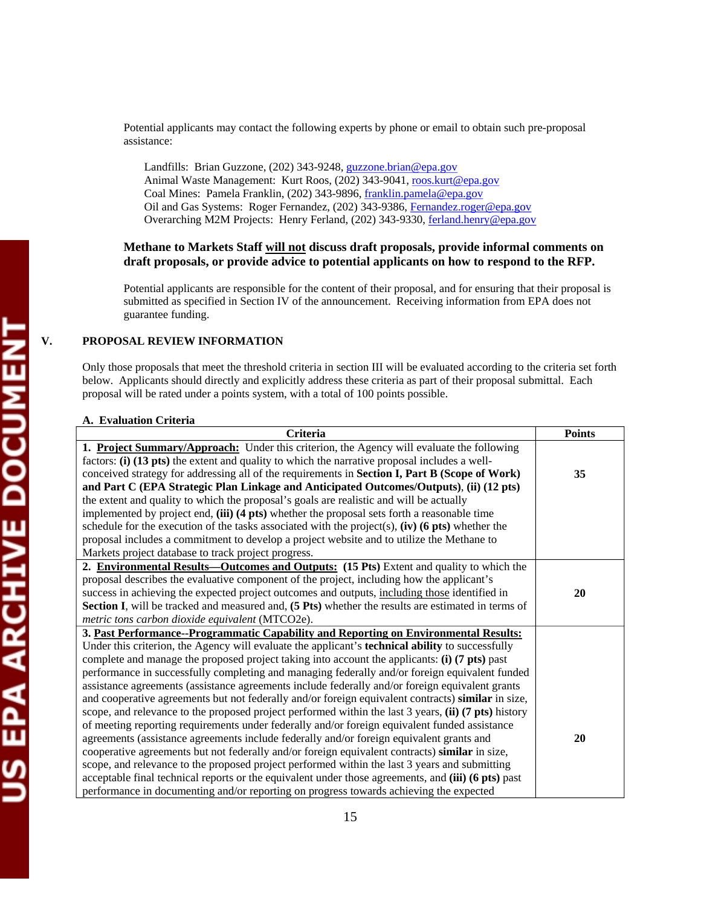Potential applicants may contact the following experts by phone or email to obtain such pre-proposal assistance:

Landfills: Brian Guzzone, (202) 343-9248, guzzone.brian@epa.gov
Animal Waste Management: Kurt Roos, (202) 343-9041, roos.kurt@epa.gov
Coal Mines: Pamela Franklin, (202) 343-9896, franklin.pamela@epa.gov
Oil and Gas Systems: Roger Fernandez, (202) 343-9386, Fernandez.roger@epa.gov
Overarching M2M Projects: Henry Ferland, (202) 343-9330, ferland.henry@epa.gov

**Methane to Markets Staff will not discuss draft proposals, provide informal comments on draft proposals, or provide advice to potential applicants on how to respond to the RFP.**

Potential applicants are responsible for the content of their proposal, and for ensuring that their proposal is submitted as specified in Section IV of the announcement. Receiving information from EPA does not guarantee funding.

## V. PROPOSAL REVIEW INFORMATION

Only those proposals that meet the threshold criteria in section III will be evaluated according to the criteria set forth below. Applicants should directly and explicitly address these criteria as part of their proposal submittal. Each proposal will be rated under a points system, with a total of 100 points possible.

### A. Evaluation Criteria

| Criteria | Points |
|---|---|
| **1. Project Summary/Approach:** Under this criterion, the Agency will evaluate the following factors: **(i) (13 pts)** the extent and quality to which the narrative proposal includes a well-conceived strategy for addressing all of the requirements in **Section I, Part B (Scope of Work) and Part C (EPA Strategic Plan Linkage and Anticipated Outcomes/Outputs)**, **(ii) (12 pts)** the extent and quality to which the proposal's goals are realistic and will be actually implemented by project end, **(iii) (4 pts)** whether the proposal sets forth a reasonable time schedule for the execution of the tasks associated with the project(s), **(iv) (6 pts)** whether the proposal includes a commitment to develop a project website and to utilize the Methane to Markets project database to track project progress. | **35** |
| **2. Environmental Results—Outcomes and Outputs: (15 Pts)** Extent and quality to which the proposal describes the evaluative component of the project, including how the applicant's success in achieving the expected project outcomes and outputs, including those identified in **Section I**, will be tracked and measured and, **(5 Pts)** whether the results are estimated in terms of *metric tons carbon dioxide equivalent* (MTCO2e). | **20** |
| **3. Past Performance--Programmatic Capability and Reporting on Environmental Results:** Under this criterion, the Agency will evaluate the applicant's **technical ability** to successfully complete and manage the proposed project taking into account the applicants: **(i) (7 pts)** past performance in successfully completing and managing federally and/or foreign equivalent funded assistance agreements (assistance agreements include federally and/or foreign equivalent grants and cooperative agreements but not federally and/or foreign equivalent contracts) **similar** in size, scope, and relevance to the proposed project performed within the last 3 years, **(ii) (7 pts)** history of meeting reporting requirements under federally and/or foreign equivalent funded assistance agreements (assistance agreements include federally and/or foreign equivalent grants and cooperative agreements but not federally and/or foreign equivalent contracts) **similar** in size, scope, and relevance to the proposed project performed within the last 3 years and submitting acceptable final technical reports or the equivalent under those agreements, and **(iii) (6 pts)** past performance in documenting and/or reporting on progress towards achieving the expected | **20** |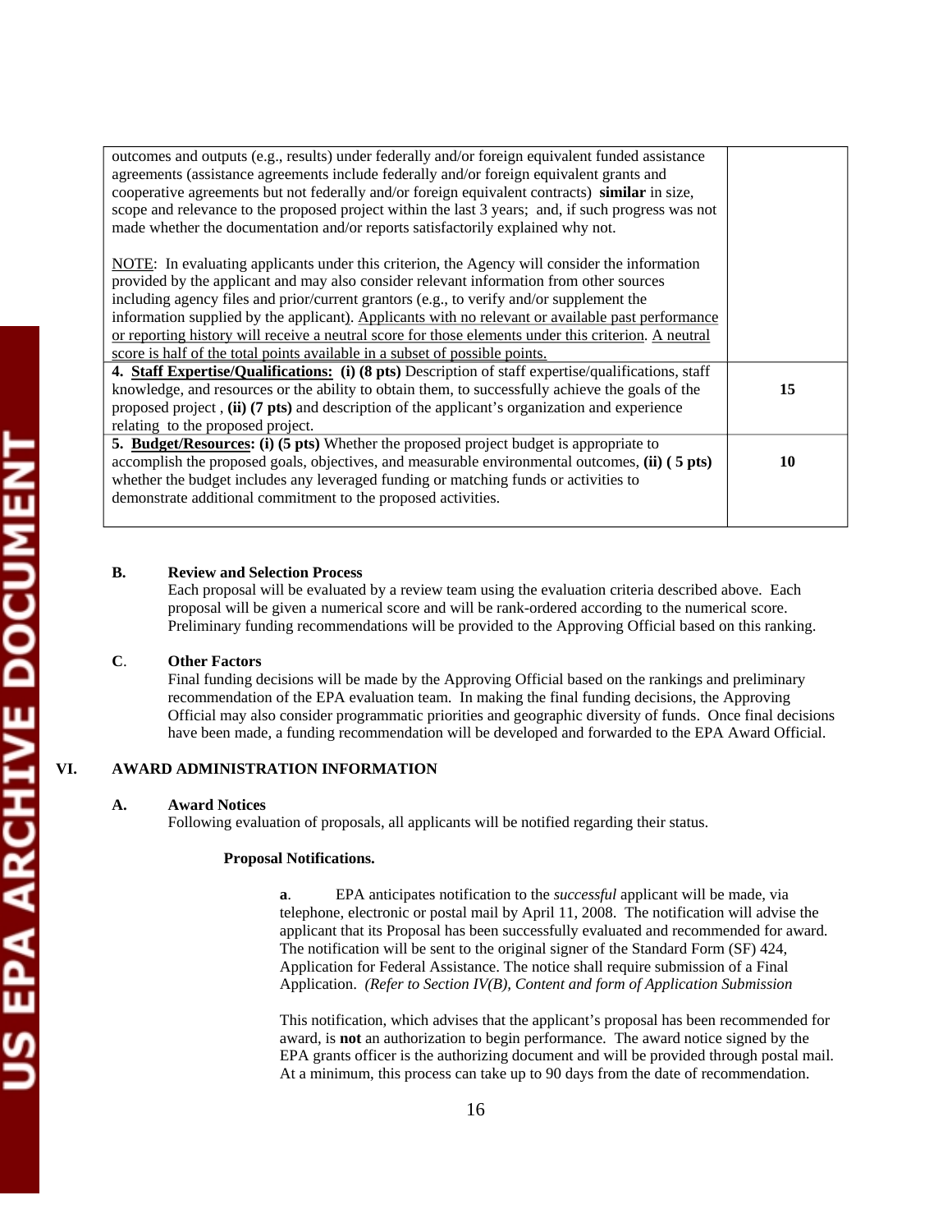| | |
|---|---|
| outcomes and outputs (e.g., results) under federally and/or foreign equivalent funded assistance agreements (assistance agreements include federally and/or foreign equivalent grants and cooperative agreements but not federally and/or foreign equivalent contracts) **similar** in size, scope and relevance to the proposed project within the last 3 years; and, if such progress was not made whether the documentation and/or reports satisfactorily explained why not.<br><br>NOTE: In evaluating applicants under this criterion, the Agency will consider the information provided by the applicant and may also consider relevant information from other sources including agency files and prior/current grantors (e.g., to verify and/or supplement the information supplied by the applicant). Applicants with no relevant or available past performance or reporting history will receive a neutral score for those elements under this criterion. A neutral score is half of the total points available in a subset of possible points. | |
| **4. Staff Expertise/Qualifications: (i) (8 pts)** Description of staff expertise/qualifications, staff knowledge, and resources or the ability to obtain them, to successfully achieve the goals of the proposed project , **(ii) (7 pts)** and description of the applicant's organization and experience relating to the proposed project. | **15** |
| **5. Budget/Resources: (i) (5 pts)** Whether the proposed project budget is appropriate to accomplish the proposed goals, objectives, and measurable environmental outcomes, **(ii) ( 5 pts)** whether the budget includes any leveraged funding or matching funds or activities to demonstrate additional commitment to the proposed activities. | **10** |

**B. Review and Selection Process**

Each proposal will be evaluated by a review team using the evaluation criteria described above. Each proposal will be given a numerical score and will be rank-ordered according to the numerical score. Preliminary funding recommendations will be provided to the Approving Official based on this ranking.

**C. Other Factors**

Final funding decisions will be made by the Approving Official based on the rankings and preliminary recommendation of the EPA evaluation team. In making the final funding decisions, the Approving Official may also consider programmatic priorities and geographic diversity of funds. Once final decisions have been made, a funding recommendation will be developed and forwarded to the EPA Award Official.

## VI. AWARD ADMINISTRATION INFORMATION

**A. Award Notices**

Following evaluation of proposals, all applicants will be notified regarding their status.

**Proposal Notifications.**

**a**. EPA anticipates notification to the *successful* applicant will be made, via telephone, electronic or postal mail by April 11, 2008. The notification will advise the applicant that its Proposal has been successfully evaluated and recommended for award. The notification will be sent to the original signer of the Standard Form (SF) 424, Application for Federal Assistance. The notice shall require submission of a Final Application. *(Refer to Section IV(B), Content and form of Application Submission*

This notification, which advises that the applicant's proposal has been recommended for award, is **not** an authorization to begin performance. The award notice signed by the EPA grants officer is the authorizing document and will be provided through postal mail. At a minimum, this process can take up to 90 days from the date of recommendation.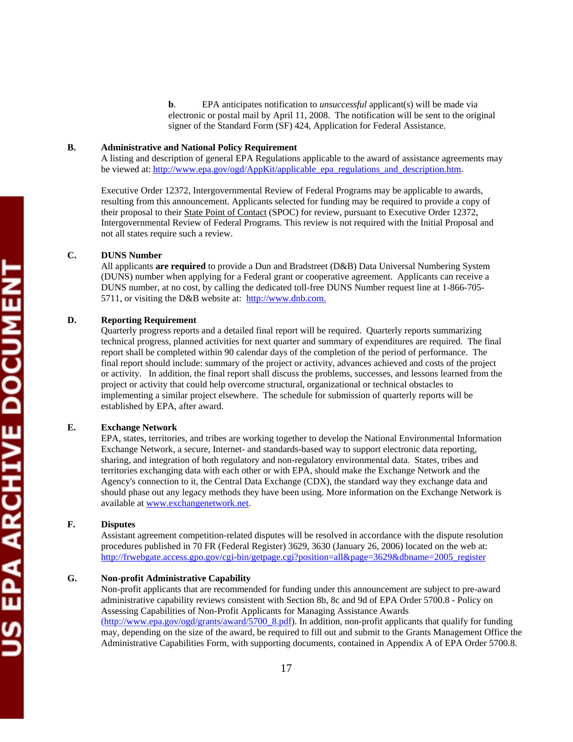**b**. EPA anticipates notification to *unsuccessful* applicant(s) will be made via electronic or postal mail by April 11, 2008. The notification will be sent to the original signer of the Standard Form (SF) 424, Application for Federal Assistance.

**B. Administrative and National Policy Requirement**

A listing and description of general EPA Regulations applicable to the award of assistance agreements may be viewed at: http://www.epa.gov/ogd/AppKit/applicable_epa_regulations_and_description.htm.

Executive Order 12372, Intergovernmental Review of Federal Programs may be applicable to awards, resulting from this announcement. Applicants selected for funding may be required to provide a copy of their proposal to their State Point of Contact (SPOC) for review, pursuant to Executive Order 12372, Intergovernmental Review of Federal Programs. This review is not required with the Initial Proposal and not all states require such a review.

**C. DUNS Number**

All applicants **are required** to provide a Dun and Bradstreet (D&B) Data Universal Numbering System (DUNS) number when applying for a Federal grant or cooperative agreement. Applicants can receive a DUNS number, at no cost, by calling the dedicated toll-free DUNS Number request line at 1-866-705-5711, or visiting the D&B website at: http://www.dnb.com.

**D. Reporting Requirement**

Quarterly progress reports and a detailed final report will be required. Quarterly reports summarizing technical progress, planned activities for next quarter and summary of expenditures are required. The final report shall be completed within 90 calendar days of the completion of the period of performance. The final report should include: summary of the project or activity, advances achieved and costs of the project or activity. In addition, the final report shall discuss the problems, successes, and lessons learned from the project or activity that could help overcome structural, organizational or technical obstacles to implementing a similar project elsewhere. The schedule for submission of quarterly reports will be established by EPA, after award.

**E. Exchange Network**

EPA, states, territories, and tribes are working together to develop the National Environmental Information Exchange Network, a secure, Internet- and standards-based way to support electronic data reporting, sharing, and integration of both regulatory and non-regulatory environmental data. States, tribes and territories exchanging data with each other or with EPA, should make the Exchange Network and the Agency's connection to it, the Central Data Exchange (CDX), the standard way they exchange data and should phase out any legacy methods they have been using. More information on the Exchange Network is available at www.exchangenetwork.net.

**F. Disputes**

Assistant agreement competition-related disputes will be resolved in accordance with the dispute resolution procedures published in 70 FR (Federal Register) 3629, 3630 (January 26, 2006) located on the web at: http://frwebgate.access.gpo.gov/cgi-bin/getpage.cgi?position=all&page=3629&dbname=2005_register

**G. Non-profit Administrative Capability**

Non-profit applicants that are recommended for funding under this announcement are subject to pre-award administrative capability reviews consistent with Section 8b, 8c and 9d of EPA Order 5700.8 - Policy on Assessing Capabilities of Non-Profit Applicants for Managing Assistance Awards (http://www.epa.gov/ogd/grants/award/5700_8.pdf). In addition, non-profit applicants that qualify for funding may, depending on the size of the award, be required to fill out and submit to the Grants Management Office the Administrative Capabilities Form, with supporting documents, contained in Appendix A of EPA Order 5700.8.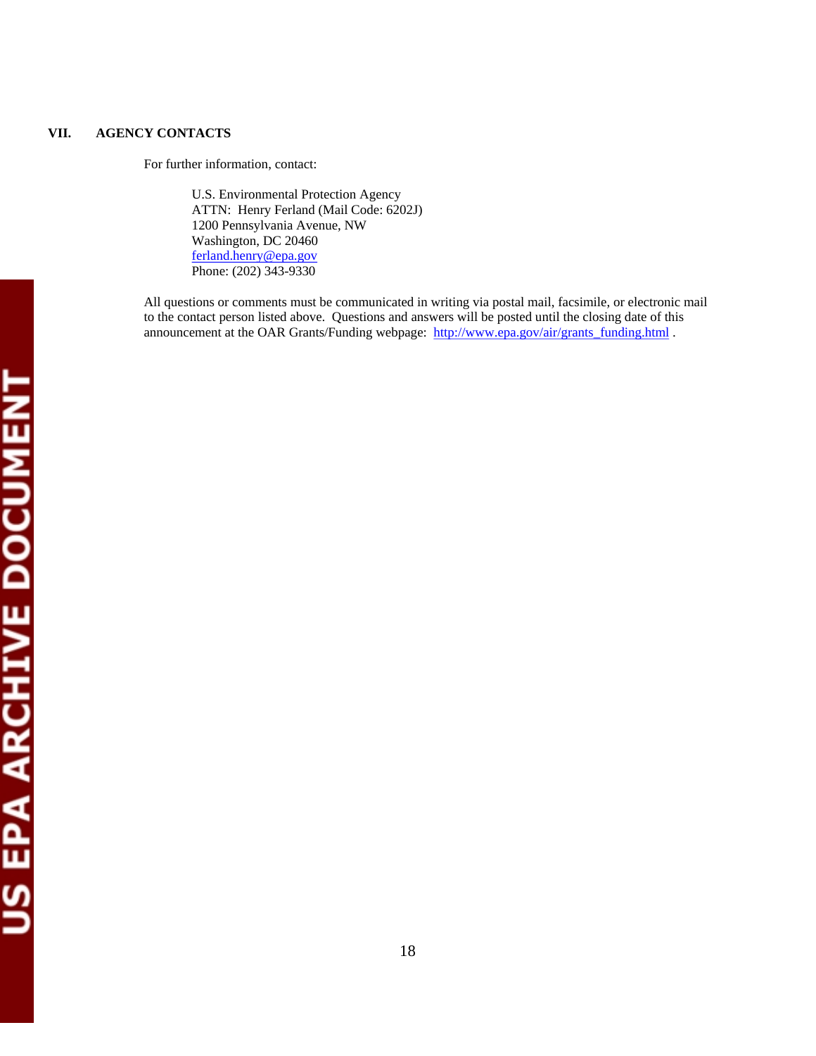## VII. AGENCY CONTACTS

For further information, contact:

U.S. Environmental Protection Agency  
ATTN: Henry Ferland (Mail Code: 6202J)  
1200 Pennsylvania Avenue, NW  
Washington, DC 20460  
ferland.henry@epa.gov  
Phone: (202) 343-9330

All questions or comments must be communicated in writing via postal mail, facsimile, or electronic mail to the contact person listed above. Questions and answers will be posted until the closing date of this announcement at the OAR Grants/Funding webpage: http://www.epa.gov/air/grants_funding.html .